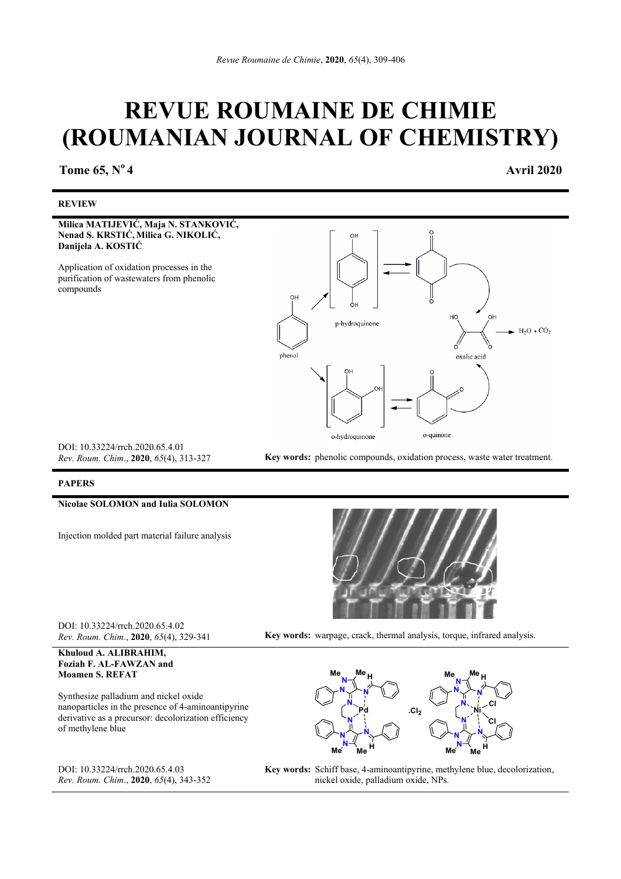# REVUE ROUMAINE DE CHIMIE (ROUMANIAN JOURNAL OF CHEMISTRY)

**Tome 65, N° 4** **Avril 2020**

## REVIEW

**Milica MATIJEVIĆ, Maja N. STANKOVIĆ, Nenad S. KRSTIĆ, Milica G. NIKOLIĆ, Danijela A. KOSTIĆ**

Application of oxidation processes in the purification of wastewaters from phenolic compounds

DOI: 10.33224/rrch.2020.65.4.01
*Rev. Roum. Chim.*, **2020**, *65*(4), 313-327

**Key words:** phenolic compounds, oxidation process, waste water treatment.

## PAPERS

**Nicolae SOLOMON and Iulia SOLOMON**

Injection molded part material failure analysis

DOI: 10.33224/rrch.2020.65.4.02
*Rev. Roum. Chim.*, **2020**, *65*(4), 329-341

**Key words:** warpage, crack, thermal analysis, torque, infrared analysis.

**Khuloud A. ALIBRAHIM, Foziah F. AL-FAWZAN and Moamen S. REFAT**

Synthesize palladium and nickel oxide nanoparticles in the presence of 4-aminoantipyrine derivative as a precursor: decolorization efficiency of methylene blue

DOI: 10.33224/rrch.2020.65.4.03
*Rev. Roum. Chim.*, **2020**, *65*(4), 343-352

**Key words:** Schiff base, 4-aminoantipyrine, methylene blue, decolorization, nickel oxide, palladium oxide, NPs.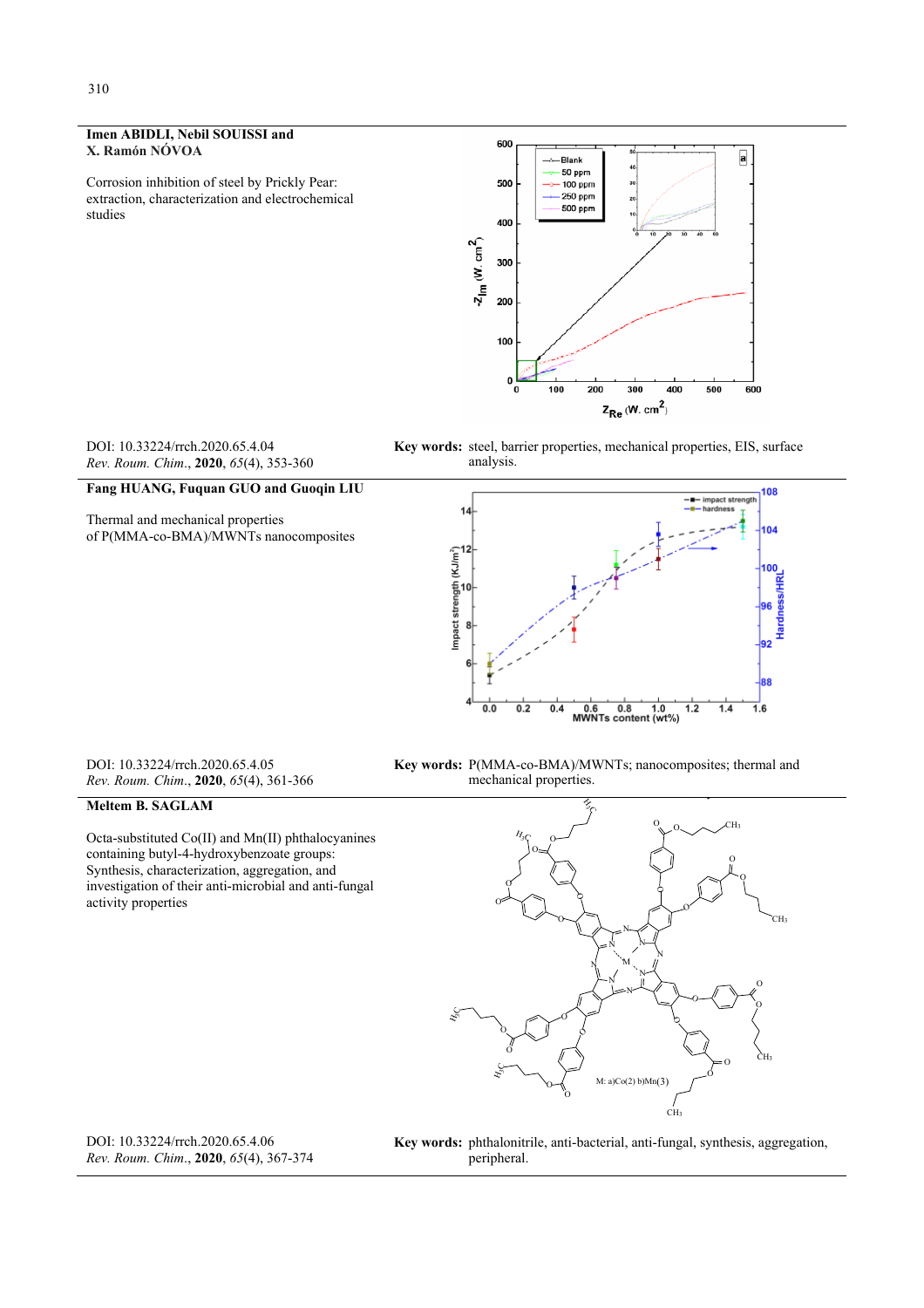**Imen ABIDLI, Nebil SOUISSI and X. Ramón NÓVOA**

Corrosion inhibition of steel by Prickly Pear: extraction, characterization and electrochemical studies

DOI: 10.33224/rrch.2020.65.4.04
*Rev. Roum. Chim.*, **2020**, *65*(4), 353-360

**Key words:** steel, barrier properties, mechanical properties, EIS, surface analysis.

---

**Fang HUANG, Fuquan GUO and Guoqin LIU**

Thermal and mechanical properties of P(MMA-co-BMA)/MWNTs nanocomposites

DOI: 10.33224/rrch.2020.65.4.05
*Rev. Roum. Chim.*, **2020**, *65*(4), 361-366

**Key words:** P(MMA-co-BMA)/MWNTs; nanocomposites; thermal and mechanical properties.

---

**Meltem B. SAGLAM**

Octa-substituted Co(II) and Mn(II) phthalocyanines containing butyl-4-hydroxybenzoate groups: Synthesis, characterization, aggregation, and investigation of their anti-microbial and anti-fungal activity properties

DOI: 10.33224/rrch.2020.65.4.06
*Rev. Roum. Chim.*, **2020**, *65*(4), 367-374

**Key words:** phthalonitrile, anti-bacterial, anti-fungal, synthesis, aggregation, peripheral.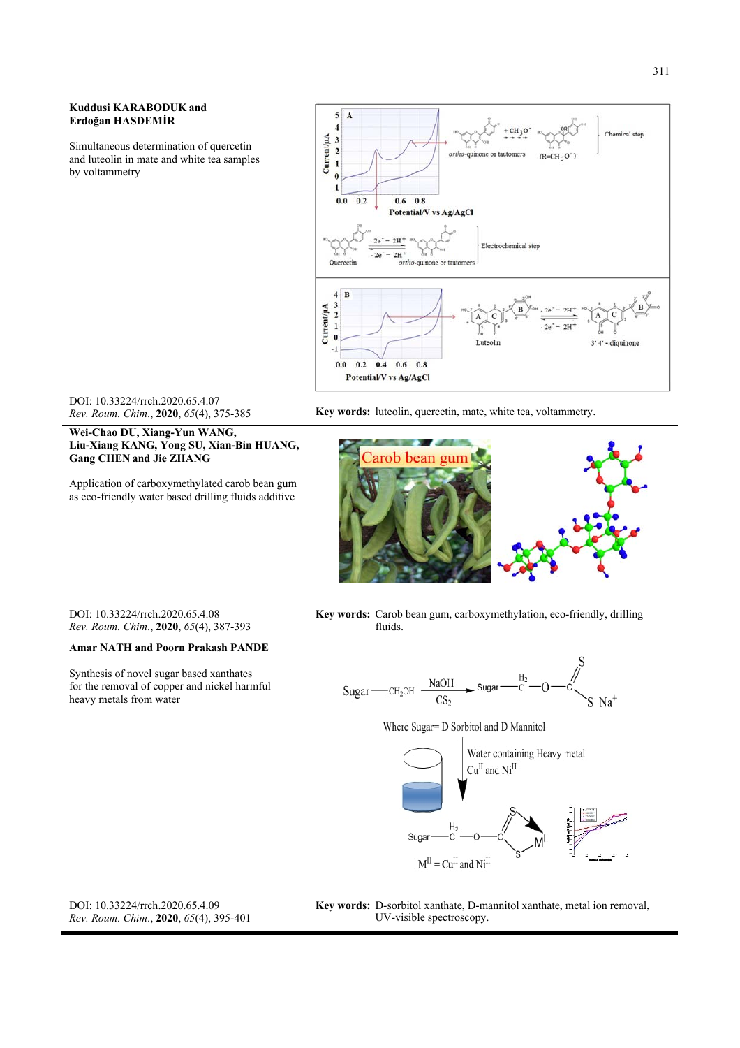**Kuddusi KARABODUK and Erdoğan HASDEMİR**

Simultaneous determination of quercetin and luteolin in mate and white tea samples by voltammetry

DOI: 10.33224/rrch.2020.65.4.07
*Rev. Roum. Chim.*, **2020**, *65*(4), 375-385

**Key words:** luteolin, quercetin, mate, white tea, voltammetry.

---

**Wei-Chao DU, Xiang-Yun WANG, Liu-Xiang KANG, Yong SU, Xian-Bin HUANG, Gang CHEN and Jie ZHANG**

Application of carboxymethylated carob bean gum as eco-friendly water based drilling fluids additive

DOI: 10.33224/rrch.2020.65.4.08
*Rev. Roum. Chim.*, **2020**, *65*(4), 387-393

**Key words:** Carob bean gum, carboxymethylation, eco-friendly, drilling fluids.

---

**Amar NATH and Poorn Prakash PANDE**

Synthesis of novel sugar based xanthates for the removal of copper and nickel harmful heavy metals from water

DOI: 10.33224/rrch.2020.65.4.09
*Rev. Roum. Chim.*, **2020**, *65*(4), 395-401

**Key words:** D-sorbitol xanthate, D-mannitol xanthate, metal ion removal, UV-visible spectroscopy.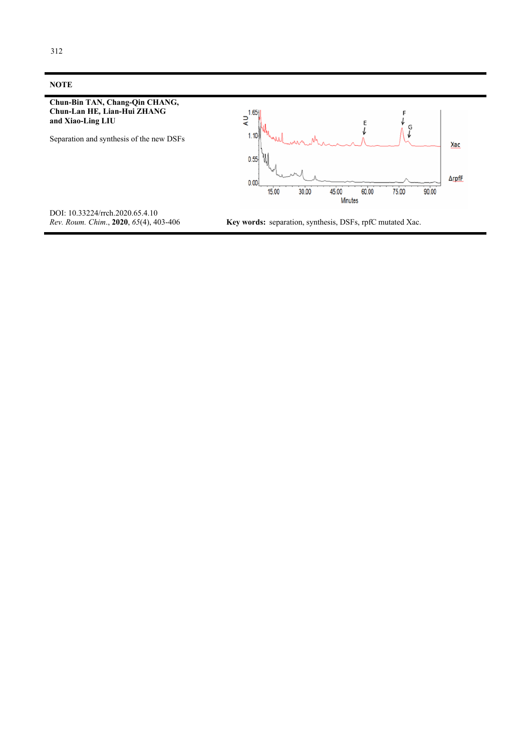## NOTE

**Chun-Bin TAN, Chang-Qin CHANG, Chun-Lan HE, Lian-Hui ZHANG and Xiao-Ling LIU**

Separation and synthesis of the new DSFs

A U
1.65
1.10
0.55
0.00
15.00
30.00
45.00
60.00
75.00
90.00
Minutes
E
F
G
Xac
ΔrpfF

DOI: 10.33224/rrch.2020.65.4.10
*Rev. Roum. Chim.*, **2020**, *65*(4), 403-406

**Key words:** separation, synthesis, DSFs, rpfC mutated Xac.